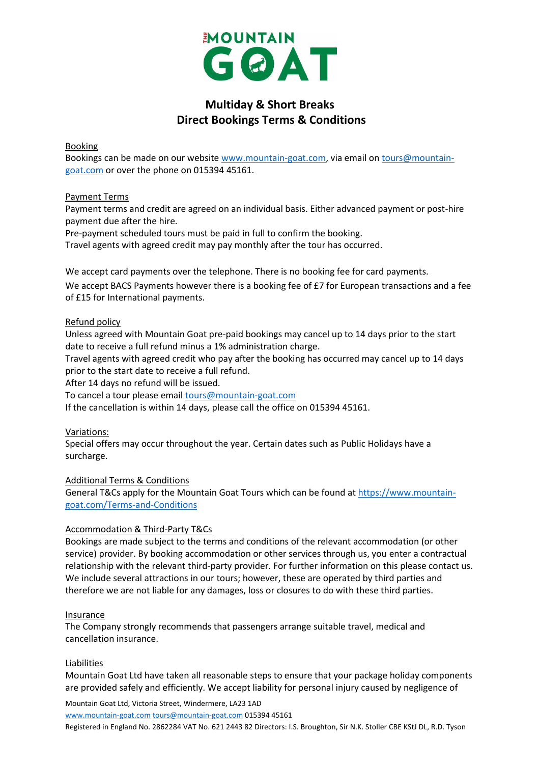# THE MOUNTAIN GOAT

## Multiday & Short Breaks
## Direct Bookings Terms & Conditions

Booking

Bookings can be made on our website www.mountain-goat.com, via email on tours@mountain-goat.com or over the phone on 015394 45161.

Payment Terms

Payment terms and credit are agreed on an individual basis. Either advanced payment or post-hire payment due after the hire.
Pre-payment scheduled tours must be paid in full to confirm the booking.
Travel agents with agreed credit may pay monthly after the tour has occurred.

We accept card payments over the telephone. There is no booking fee for card payments.

We accept BACS Payments however there is a booking fee of £7 for European transactions and a fee of £15 for International payments.

Refund policy

Unless agreed with Mountain Goat pre-paid bookings may cancel up to 14 days prior to the start date to receive a full refund minus a 1% administration charge.
Travel agents with agreed credit who pay after the booking has occurred may cancel up to 14 days prior to the start date to receive a full refund.
After 14 days no refund will be issued.
To cancel a tour please email tours@mountain-goat.com
If the cancellation is within 14 days, please call the office on 015394 45161.

Variations:

Special offers may occur throughout the year. Certain dates such as Public Holidays have a surcharge.

Additional Terms & Conditions

General T&Cs apply for the Mountain Goat Tours which can be found at https://www.mountain-goat.com/Terms-and-Conditions

Accommodation & Third-Party T&Cs

Bookings are made subject to the terms and conditions of the relevant accommodation (or other service) provider. By booking accommodation or other services through us, you enter a contractual relationship with the relevant third-party provider. For further information on this please contact us. We include several attractions in our tours; however, these are operated by third parties and therefore we are not liable for any damages, loss or closures to do with these third parties.

Insurance

The Company strongly recommends that passengers arrange suitable travel, medical and cancellation insurance.

Liabilities

Mountain Goat Ltd have taken all reasonable steps to ensure that your package holiday components are provided safely and efficiently. We accept liability for personal injury caused by negligence of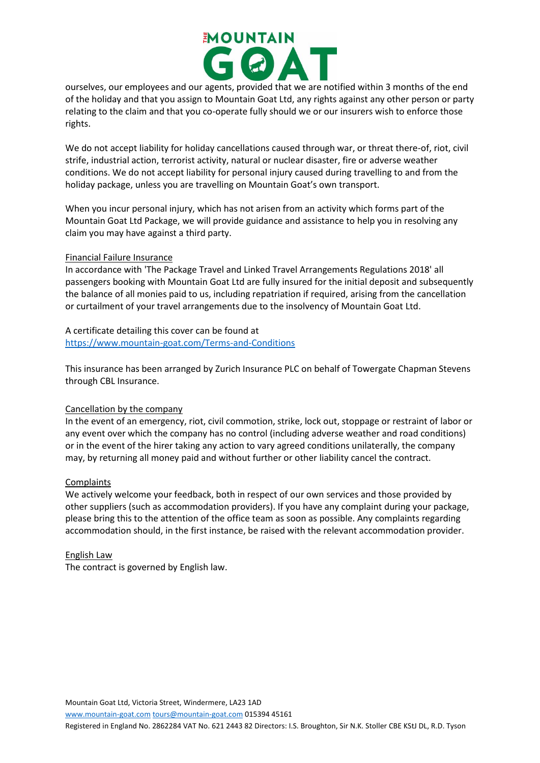ourselves, our employees and our agents, provided that we are notified within 3 months of the end of the holiday and that you assign to Mountain Goat Ltd, any rights against any other person or party relating to the claim and that you co-operate fully should we or our insurers wish to enforce those rights.

We do not accept liability for holiday cancellations caused through war, or threat there-of, riot, civil strife, industrial action, terrorist activity, natural or nuclear disaster, fire or adverse weather conditions. We do not accept liability for personal injury caused during travelling to and from the holiday package, unless you are travelling on Mountain Goat's own transport.

When you incur personal injury, which has not arisen from an activity which forms part of the Mountain Goat Ltd Package, we will provide guidance and assistance to help you in resolving any claim you may have against a third party.

Financial Failure Insurance

In accordance with 'The Package Travel and Linked Travel Arrangements Regulations 2018' all passengers booking with Mountain Goat Ltd are fully insured for the initial deposit and subsequently the balance of all monies paid to us, including repatriation if required, arising from the cancellation or curtailment of your travel arrangements due to the insolvency of Mountain Goat Ltd.

A certificate detailing this cover can be found at
https://www.mountain-goat.com/Terms-and-Conditions

This insurance has been arranged by Zurich Insurance PLC on behalf of Towergate Chapman Stevens through CBL Insurance.

Cancellation by the company

In the event of an emergency, riot, civil commotion, strike, lock out, stoppage or restraint of labor or any event over which the company has no control (including adverse weather and road conditions) or in the event of the hirer taking any action to vary agreed conditions unilaterally, the company may, by returning all money paid and without further or other liability cancel the contract.

Complaints

We actively welcome your feedback, both in respect of our own services and those provided by other suppliers (such as accommodation providers). If you have any complaint during your package, please bring this to the attention of the office team as soon as possible. Any complaints regarding accommodation should, in the first instance, be raised with the relevant accommodation provider.

English Law

The contract is governed by English law.

Mountain Goat Ltd, Victoria Street, Windermere, LA23 1AD
www.mountain-goat.com tours@mountain-goat.com 015394 45161
Registered in England No. 2862284 VAT No. 621 2443 82 Directors: I.S. Broughton, Sir N.K. Stoller CBE KStJ DL, R.D. Tyson